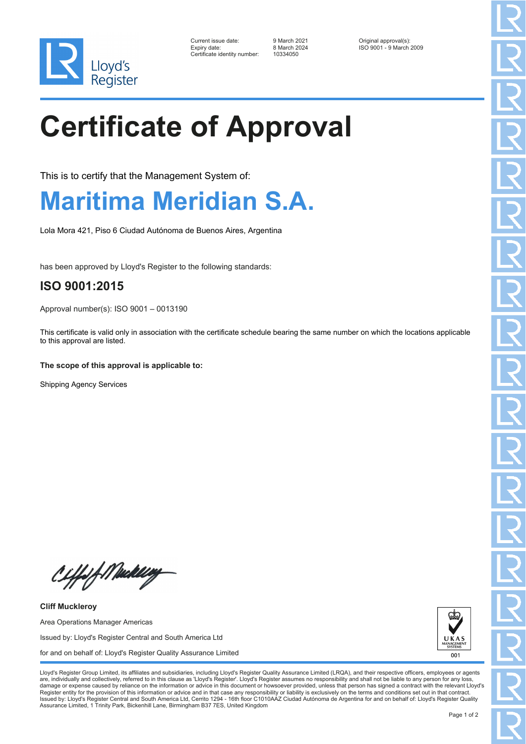Lloyd's Register

| | | |
|---|---|---|
| Current issue date: | 9 March 2021 | Original approval(s): |
| Expiry date: | 8 March 2024 | ISO 9001 - 9 March 2009 |
| Certificate identity number: | 10334050 | |

# Certificate of Approval

This is to certify that the Management System of:

## Maritima Meridian S.A.

Lola Mora 421, Piso 6 Ciudad Autónoma de Buenos Aires, Argentina

has been approved by Lloyd's Register to the following standards:

### ISO 9001:2015

Approval number(s): ISO 9001 – 0013190

This certificate is valid only in association with the certificate schedule bearing the same number on which the locations applicable to this approval are listed.

**The scope of this approval is applicable to:**

Shipping Agency Services

**Cliff Muckleroy**

Area Operations Manager Americas

Issued by: Lloyd's Register Central and South America Ltd

for and on behalf of: Lloyd's Register Quality Assurance Limited

UKAS MANAGEMENT SYSTEMS 001

Lloyd's Register Group Limited, its affiliates and subsidiaries, including Lloyd's Register Quality Assurance Limited (LRQA), and their respective officers, employees or agents are, individually and collectively, referred to in this clause as 'Lloyd's Register'. Lloyd's Register assumes no responsibility and shall not be liable to any person for any loss, damage or expense caused by reliance on the information or advice in this document or howsoever provided, unless that person has signed a contract with the relevant Lloyd's Register entity for the provision of this information or advice and in that case any responsibility or liability is exclusively on the terms and conditions set out in that contract.
Issued by: Lloyd's Register Central and South America Ltd, Cerrito 1294 - 16th floor C1010AAZ Ciudad Autónoma de Argentina for and on behalf of: Lloyd's Register Quality Assurance Limited, 1 Trinity Park, Bickenhill Lane, Birmingham B37 7ES, United Kingdom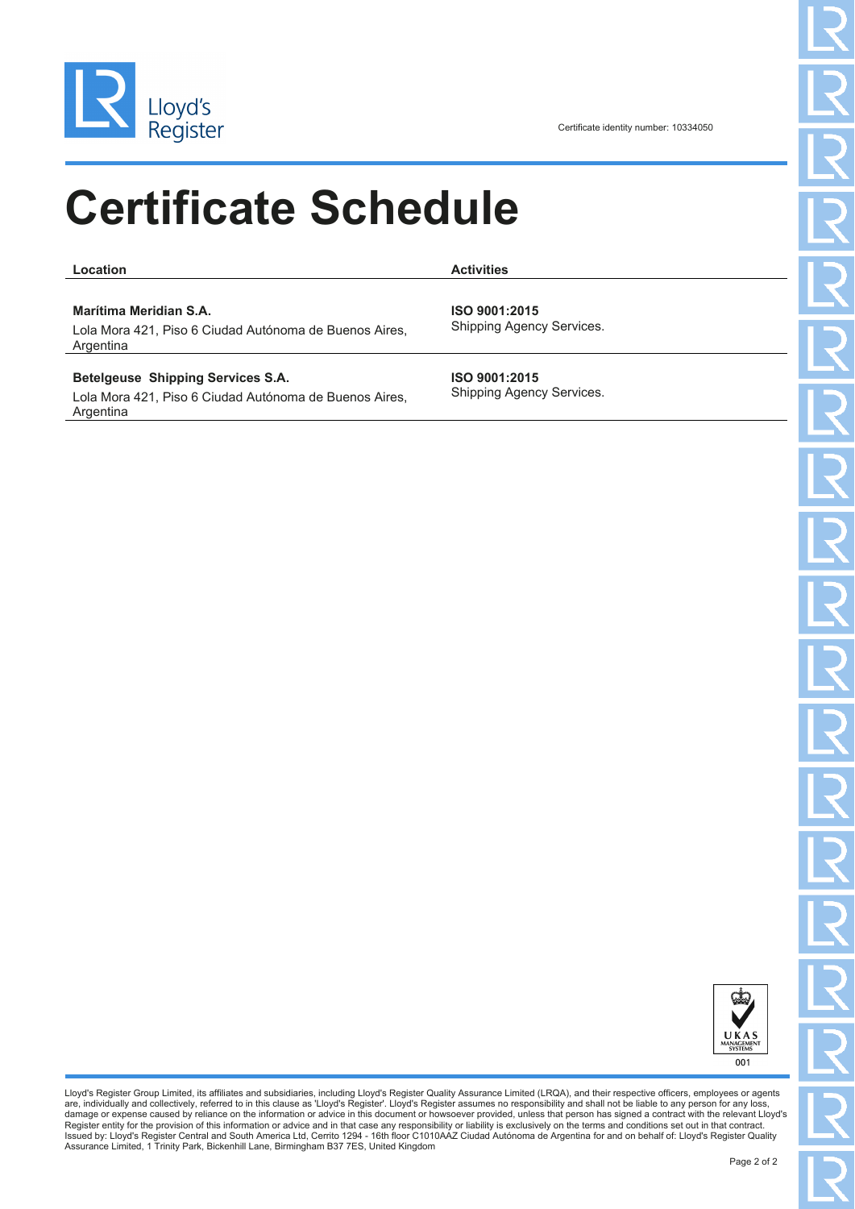Lloyd's Register

Certificate identity number: 10334050

# Certificate Schedule

| Location | Activities |
| --- | --- |
| **Marítima Meridian S.A.**<br>Lola Mora 421, Piso 6 Ciudad Autónoma de Buenos Aires, Argentina | **ISO 9001:2015**<br>Shipping Agency Services. |
| **Betelgeuse Shipping Services S.A.**<br>Lola Mora 421, Piso 6 Ciudad Autónoma de Buenos Aires, Argentina | **ISO 9001:2015**<br>Shipping Agency Services. |

UKAS MANAGEMENT SYSTEMS
001

Lloyd's Register Group Limited, its affiliates and subsidiaries, including Lloyd's Register Quality Assurance Limited (LRQA), and their respective officers, employees or agents are, individually and collectively, referred to in this clause as 'Lloyd's Register'. Lloyd's Register assumes no responsibility and shall not be liable to any person for any loss, damage or expense caused by reliance on the information or advice in this document or howsoever provided, unless that person has signed a contract with the relevant Lloyd's Register entity for the provision of this information or advice and in that case any responsibility or liability is exclusively on the terms and conditions set out in that contract.
Issued by: Lloyd's Register Central and South America Ltd, Cerrito 1294 - 16th floor C1010AAZ Ciudad Autónoma de Argentina for and on behalf of: Lloyd's Register Quality Assurance Limited, 1 Trinity Park, Bickenhill Lane, Birmingham B37 7ES, United Kingdom